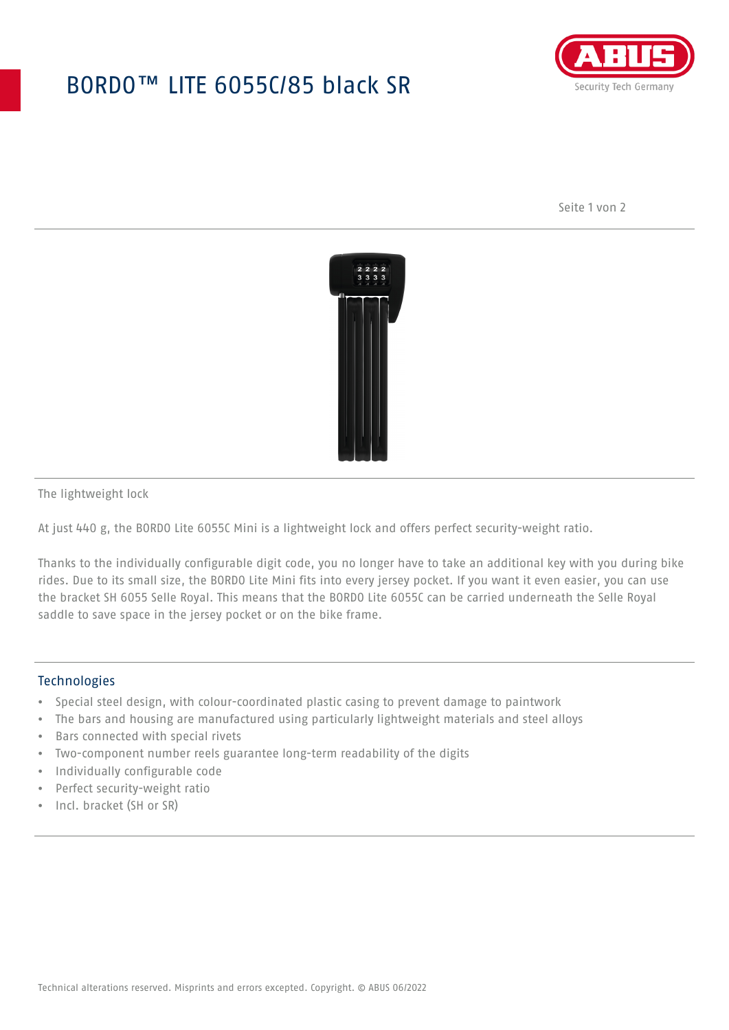# BORDO™ LITE 6055C/85 black SR

ABUS
Security Tech Germany

The lightweight lock

At just 440 g, the BORDO Lite 6055C Mini is a lightweight lock and offers perfect security-weight ratio.

Thanks to the individually configurable digit code, you no longer have to take an additional key with you during bike rides. Due to its small size, the BORDO Lite Mini fits into every jersey pocket. If you want it even easier, you can use the bracket SH 6055 Selle Royal. This means that the BORDO Lite 6055C can be carried underneath the Selle Royal saddle to save space in the jersey pocket or on the bike frame.

## Technologies

- Special steel design, with colour-coordinated plastic casing to prevent damage to paintwork
- The bars and housing are manufactured using particularly lightweight materials and steel alloys
- Bars connected with special rivets
- Two-component number reels guarantee long-term readability of the digits
- Individually configurable code
- Perfect security-weight ratio
- Incl. bracket (SH or SR)

Technical alterations reserved. Misprints and errors excepted. Copyright. © ABUS 06/2022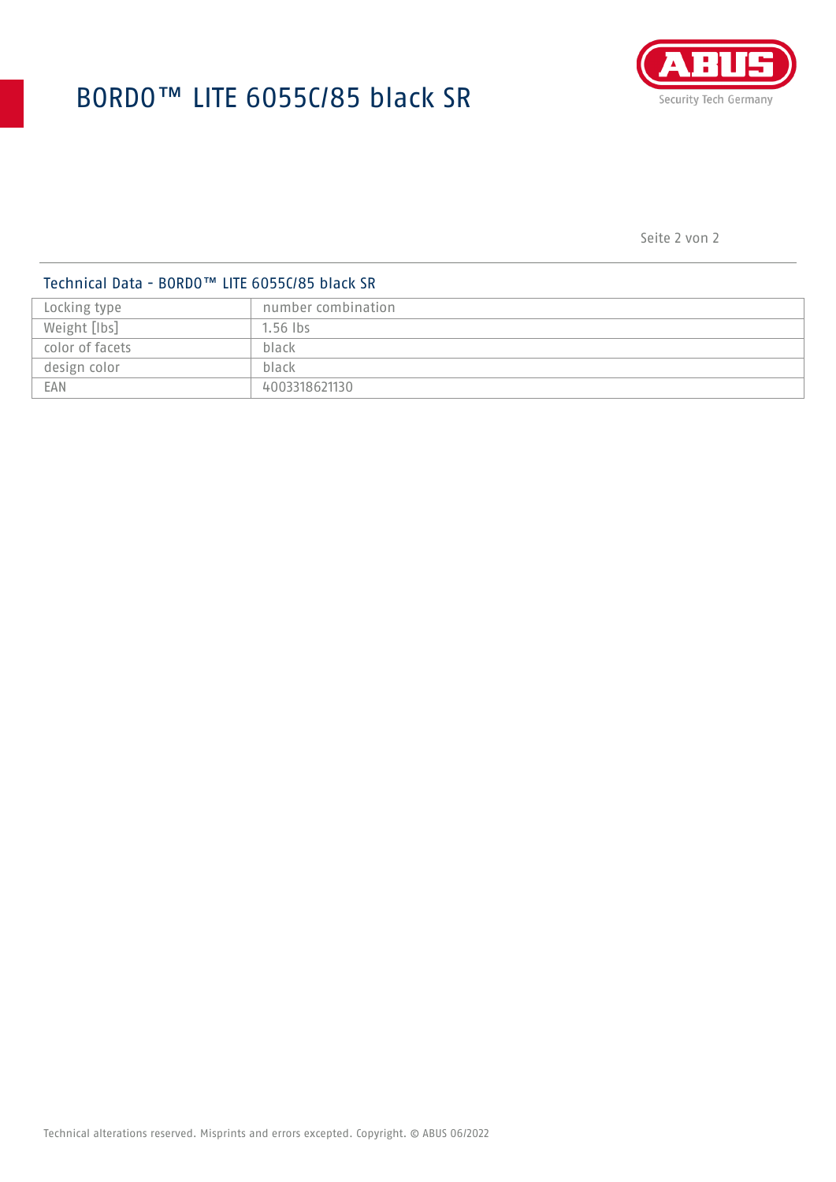# BORDO™ LITE 6055C/85 black SR

## Technical Data - BORDO™ LITE 6055C/85 black SR

| | |
|---|---|
| Locking type | number combination |
| Weight [lbs] | 1.56 lbs |
| color of facets | black |
| design color | black |
| EAN | 4003318621130 |

Technical alterations reserved. Misprints and errors excepted. Copyright. © ABUS 06/2022